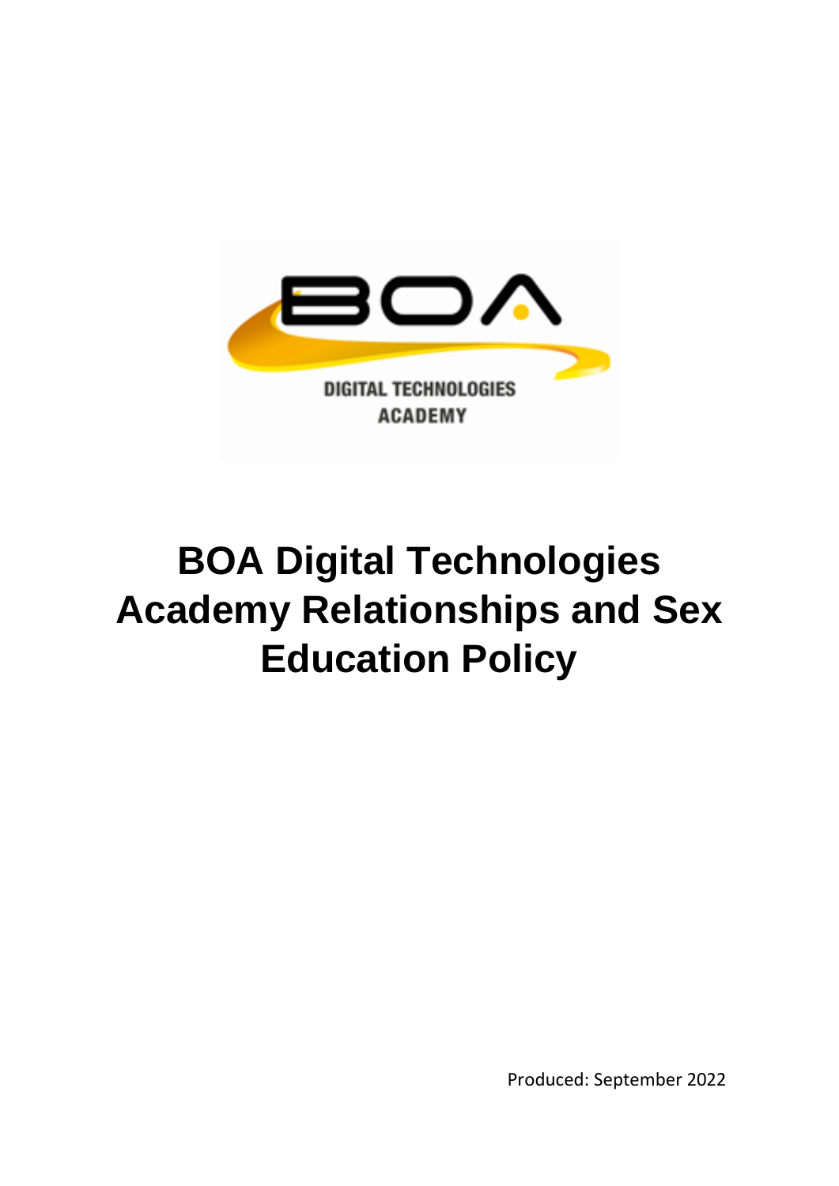# BOA Digital Technologies Academy Relationships and Sex Education Policy

Produced: September 2022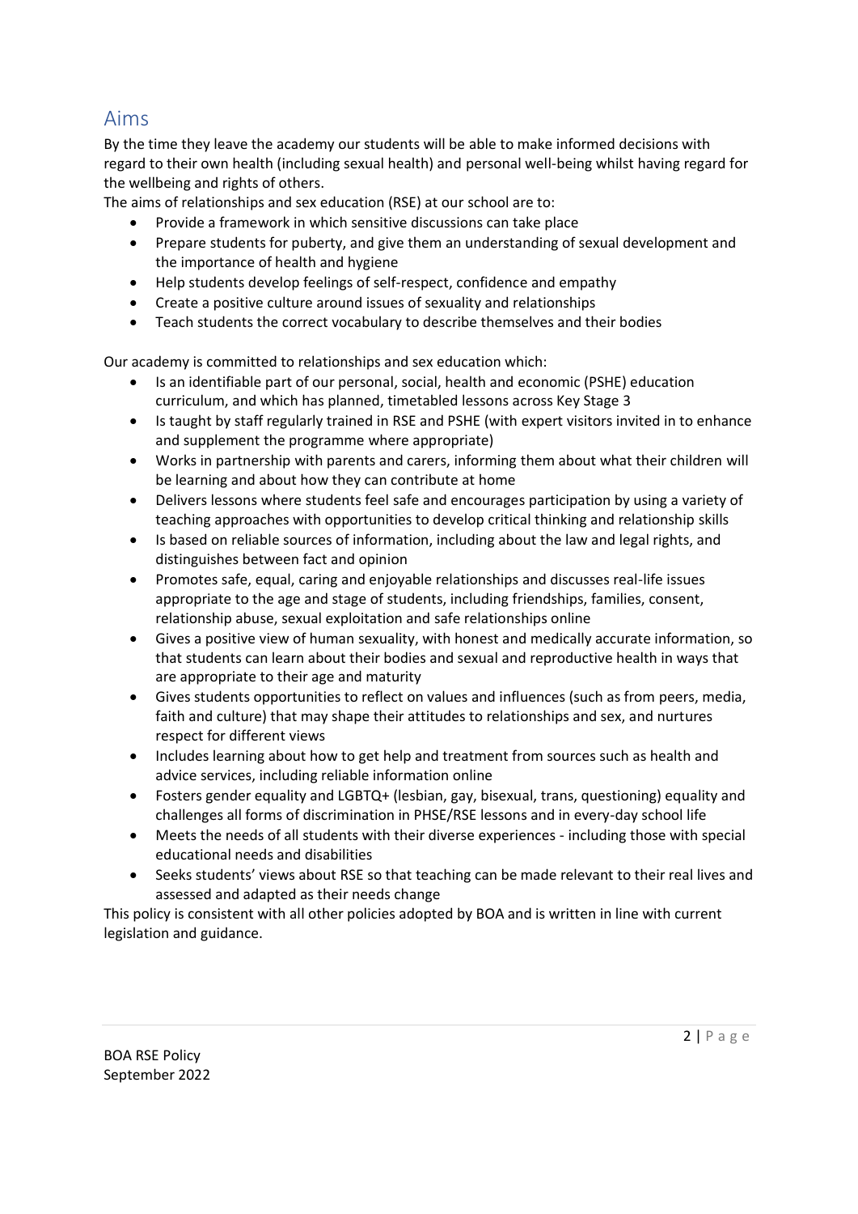## Aims

By the time they leave the academy our students will be able to make informed decisions with regard to their own health (including sexual health) and personal well-being whilst having regard for the wellbeing and rights of others.

The aims of relationships and sex education (RSE) at our school are to:

- Provide a framework in which sensitive discussions can take place
- Prepare students for puberty, and give them an understanding of sexual development and the importance of health and hygiene
- Help students develop feelings of self-respect, confidence and empathy
- Create a positive culture around issues of sexuality and relationships
- Teach students the correct vocabulary to describe themselves and their bodies

Our academy is committed to relationships and sex education which:

- Is an identifiable part of our personal, social, health and economic (PSHE) education curriculum, and which has planned, timetabled lessons across Key Stage 3
- Is taught by staff regularly trained in RSE and PSHE (with expert visitors invited in to enhance and supplement the programme where appropriate)
- Works in partnership with parents and carers, informing them about what their children will be learning and about how they can contribute at home
- Delivers lessons where students feel safe and encourages participation by using a variety of teaching approaches with opportunities to develop critical thinking and relationship skills
- Is based on reliable sources of information, including about the law and legal rights, and distinguishes between fact and opinion
- Promotes safe, equal, caring and enjoyable relationships and discusses real-life issues appropriate to the age and stage of students, including friendships, families, consent, relationship abuse, sexual exploitation and safe relationships online
- Gives a positive view of human sexuality, with honest and medically accurate information, so that students can learn about their bodies and sexual and reproductive health in ways that are appropriate to their age and maturity
- Gives students opportunities to reflect on values and influences (such as from peers, media, faith and culture) that may shape their attitudes to relationships and sex, and nurtures respect for different views
- Includes learning about how to get help and treatment from sources such as health and advice services, including reliable information online
- Fosters gender equality and LGBTQ+ (lesbian, gay, bisexual, trans, questioning) equality and challenges all forms of discrimination in PHSE/RSE lessons and in every-day school life
- Meets the needs of all students with their diverse experiences - including those with special educational needs and disabilities
- Seeks students' views about RSE so that teaching can be made relevant to their real lives and assessed and adapted as their needs change

This policy is consistent with all other policies adopted by BOA and is written in line with current legislation and guidance.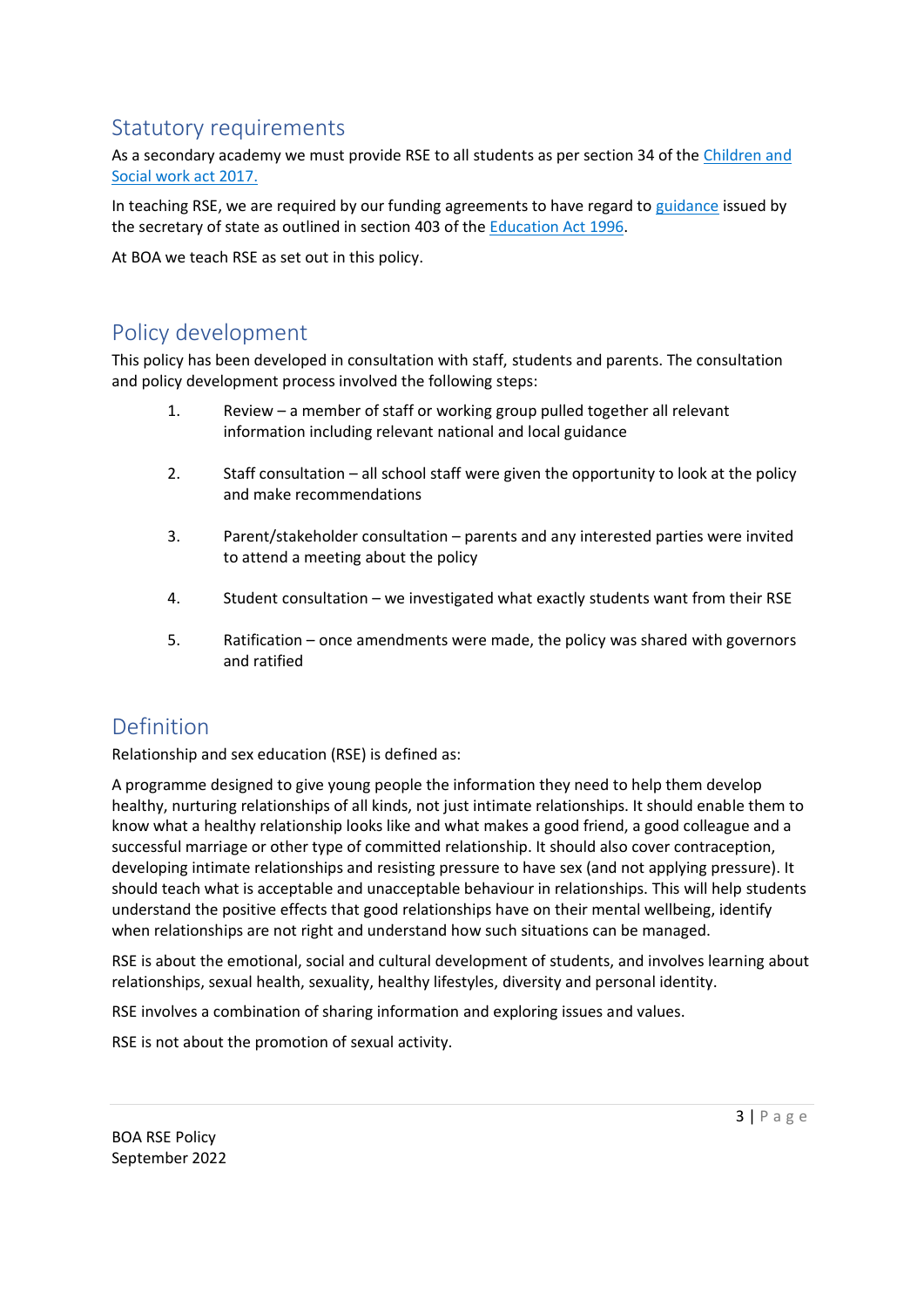## Statutory requirements

As a secondary academy we must provide RSE to all students as per section 34 of the [Children and Social work act 2017.](#)

In teaching RSE, we are required by our funding agreements to have regard to [guidance](#) issued by the secretary of state as outlined in section 403 of the [Education Act 1996](#).

At BOA we teach RSE as set out in this policy.

## Policy development

This policy has been developed in consultation with staff, students and parents. The consultation and policy development process involved the following steps:

1. Review – a member of staff or working group pulled together all relevant information including relevant national and local guidance

2. Staff consultation – all school staff were given the opportunity to look at the policy and make recommendations

3. Parent/stakeholder consultation – parents and any interested parties were invited to attend a meeting about the policy

4. Student consultation – we investigated what exactly students want from their RSE

5. Ratification – once amendments were made, the policy was shared with governors and ratified

## Definition

Relationship and sex education (RSE) is defined as:

A programme designed to give young people the information they need to help them develop healthy, nurturing relationships of all kinds, not just intimate relationships. It should enable them to know what a healthy relationship looks like and what makes a good friend, a good colleague and a successful marriage or other type of committed relationship. It should also cover contraception, developing intimate relationships and resisting pressure to have sex (and not applying pressure). It should teach what is acceptable and unacceptable behaviour in relationships. This will help students understand the positive effects that good relationships have on their mental wellbeing, identify when relationships are not right and understand how such situations can be managed.

RSE is about the emotional, social and cultural development of students, and involves learning about relationships, sexual health, sexuality, healthy lifestyles, diversity and personal identity.

RSE involves a combination of sharing information and exploring issues and values.

RSE is not about the promotion of sexual activity.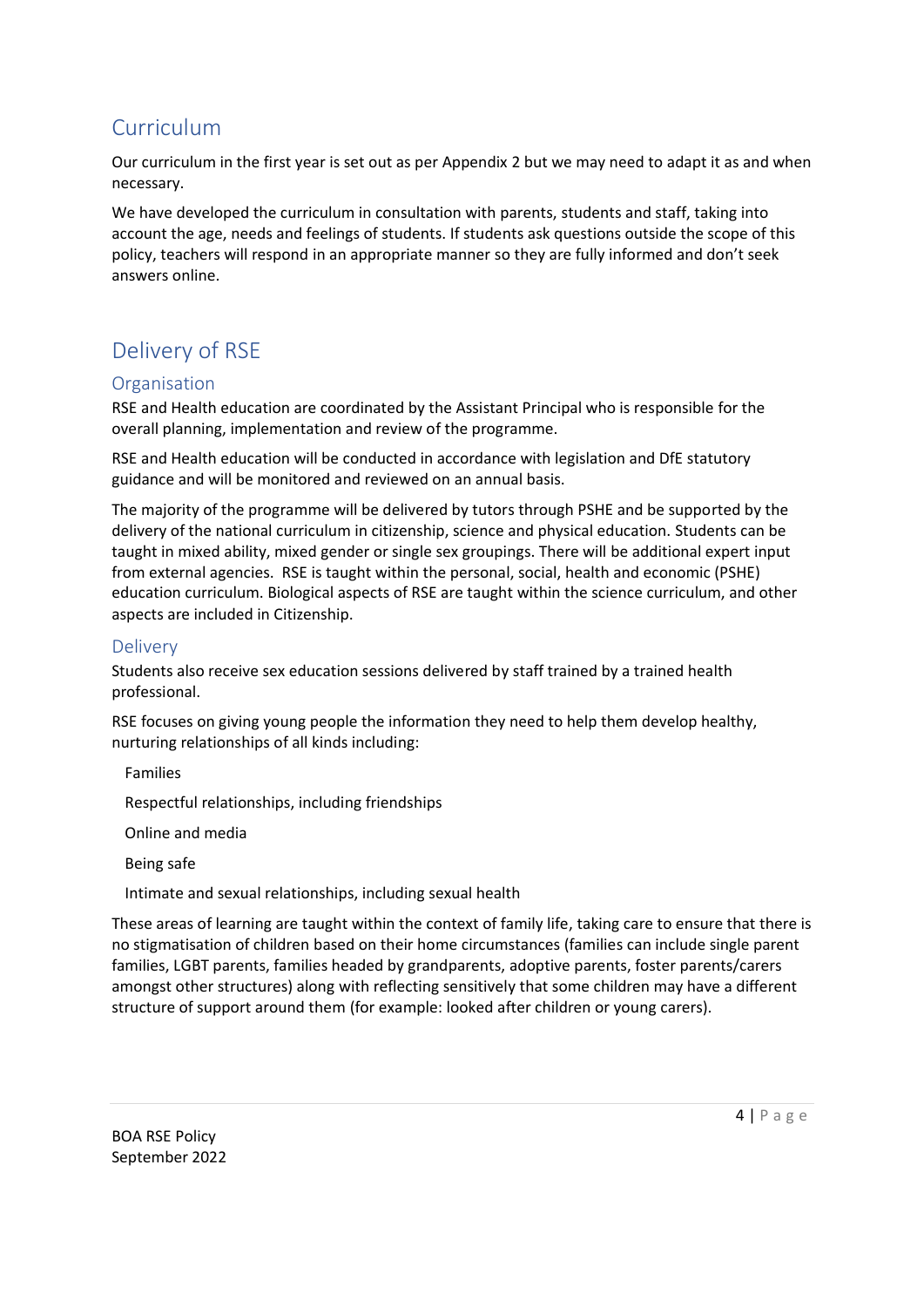# Curriculum

Our curriculum in the first year is set out as per Appendix 2 but we may need to adapt it as and when necessary.

We have developed the curriculum in consultation with parents, students and staff, taking into account the age, needs and feelings of students. If students ask questions outside the scope of this policy, teachers will respond in an appropriate manner so they are fully informed and don't seek answers online.

# Delivery of RSE

## Organisation

RSE and Health education are coordinated by the Assistant Principal who is responsible for the overall planning, implementation and review of the programme.

RSE and Health education will be conducted in accordance with legislation and DfE statutory guidance and will be monitored and reviewed on an annual basis.

The majority of the programme will be delivered by tutors through PSHE and be supported by the delivery of the national curriculum in citizenship, science and physical education. Students can be taught in mixed ability, mixed gender or single sex groupings. There will be additional expert input from external agencies. RSE is taught within the personal, social, health and economic (PSHE) education curriculum. Biological aspects of RSE are taught within the science curriculum, and other aspects are included in Citizenship.

## Delivery

Students also receive sex education sessions delivered by staff trained by a trained health professional.

RSE focuses on giving young people the information they need to help them develop healthy, nurturing relationships of all kinds including:

- Families
- Respectful relationships, including friendships
- Online and media
- Being safe
- Intimate and sexual relationships, including sexual health

These areas of learning are taught within the context of family life, taking care to ensure that there is no stigmatisation of children based on their home circumstances (families can include single parent families, LGBT parents, families headed by grandparents, adoptive parents, foster parents/carers amongst other structures) along with reflecting sensitively that some children may have a different structure of support around them (for example: looked after children or young carers).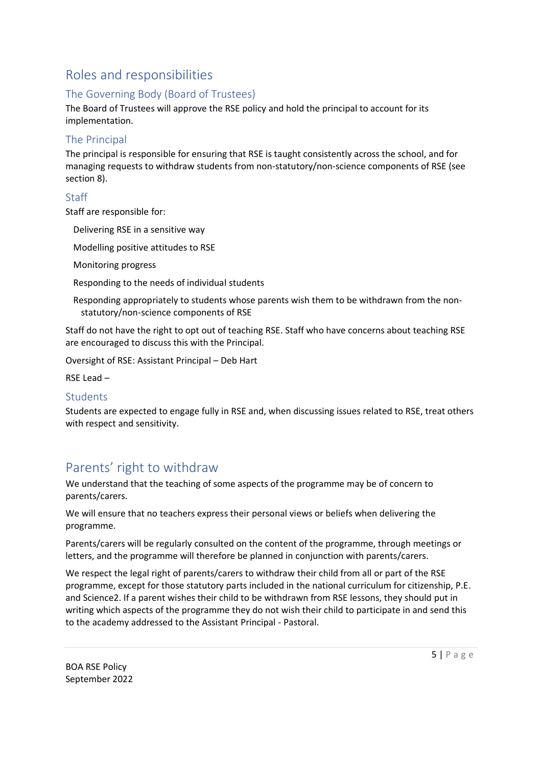## Roles and responsibilities

### The Governing Body (Board of Trustees)

The Board of Trustees will approve the RSE policy and hold the principal to account for its implementation.

### The Principal

The principal is responsible for ensuring that RSE is taught consistently across the school, and for managing requests to withdraw students from non-statutory/non-science components of RSE (see section 8).

### Staff

Staff are responsible for:

- Delivering RSE in a sensitive way
- Modelling positive attitudes to RSE
- Monitoring progress
- Responding to the needs of individual students
- Responding appropriately to students whose parents wish them to be withdrawn from the non-statutory/non-science components of RSE

Staff do not have the right to opt out of teaching RSE. Staff who have concerns about teaching RSE are encouraged to discuss this with the Principal.

Oversight of RSE: Assistant Principal – Deb Hart

RSE Lead –

### Students

Students are expected to engage fully in RSE and, when discussing issues related to RSE, treat others with respect and sensitivity.

## Parents' right to withdraw

We understand that the teaching of some aspects of the programme may be of concern to parents/carers.

We will ensure that no teachers express their personal views or beliefs when delivering the programme.

Parents/carers will be regularly consulted on the content of the programme, through meetings or letters, and the programme will therefore be planned in conjunction with parents/carers.

We respect the legal right of parents/carers to withdraw their child from all or part of the RSE programme, except for those statutory parts included in the national curriculum for citizenship, P.E. and Science2. If a parent wishes their child to be withdrawn from RSE lessons, they should put in writing which aspects of the programme they do not wish their child to participate in and send this to the academy addressed to the Assistant Principal - Pastoral.

BOA RSE Policy
September 2022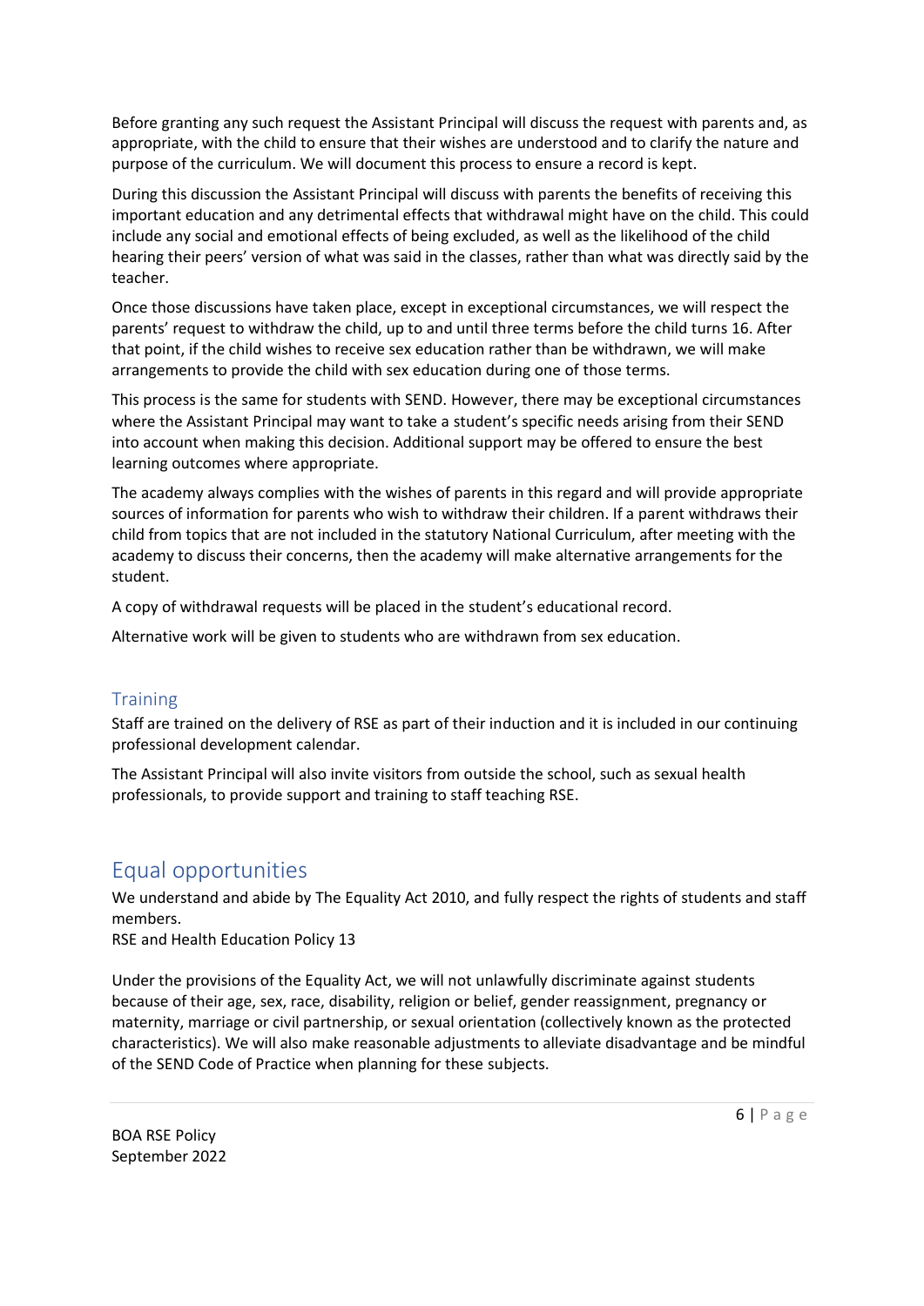Before granting any such request the Assistant Principal will discuss the request with parents and, as appropriate, with the child to ensure that their wishes are understood and to clarify the nature and purpose of the curriculum. We will document this process to ensure a record is kept.

During this discussion the Assistant Principal will discuss with parents the benefits of receiving this important education and any detrimental effects that withdrawal might have on the child. This could include any social and emotional effects of being excluded, as well as the likelihood of the child hearing their peers' version of what was said in the classes, rather than what was directly said by the teacher.

Once those discussions have taken place, except in exceptional circumstances, we will respect the parents' request to withdraw the child, up to and until three terms before the child turns 16. After that point, if the child wishes to receive sex education rather than be withdrawn, we will make arrangements to provide the child with sex education during one of those terms.

This process is the same for students with SEND. However, there may be exceptional circumstances where the Assistant Principal may want to take a student's specific needs arising from their SEND into account when making this decision. Additional support may be offered to ensure the best learning outcomes where appropriate.

The academy always complies with the wishes of parents in this regard and will provide appropriate sources of information for parents who wish to withdraw their children. If a parent withdraws their child from topics that are not included in the statutory National Curriculum, after meeting with the academy to discuss their concerns, then the academy will make alternative arrangements for the student.

A copy of withdrawal requests will be placed in the student's educational record.

Alternative work will be given to students who are withdrawn from sex education.

### Training

Staff are trained on the delivery of RSE as part of their induction and it is included in our continuing professional development calendar.

The Assistant Principal will also invite visitors from outside the school, such as sexual health professionals, to provide support and training to staff teaching RSE.

## Equal opportunities

We understand and abide by The Equality Act 2010, and fully respect the rights of students and staff members.
RSE and Health Education Policy 13

Under the provisions of the Equality Act, we will not unlawfully discriminate against students because of their age, sex, race, disability, religion or belief, gender reassignment, pregnancy or maternity, marriage or civil partnership, or sexual orientation (collectively known as the protected characteristics). We will also make reasonable adjustments to alleviate disadvantage and be mindful of the SEND Code of Practice when planning for these subjects.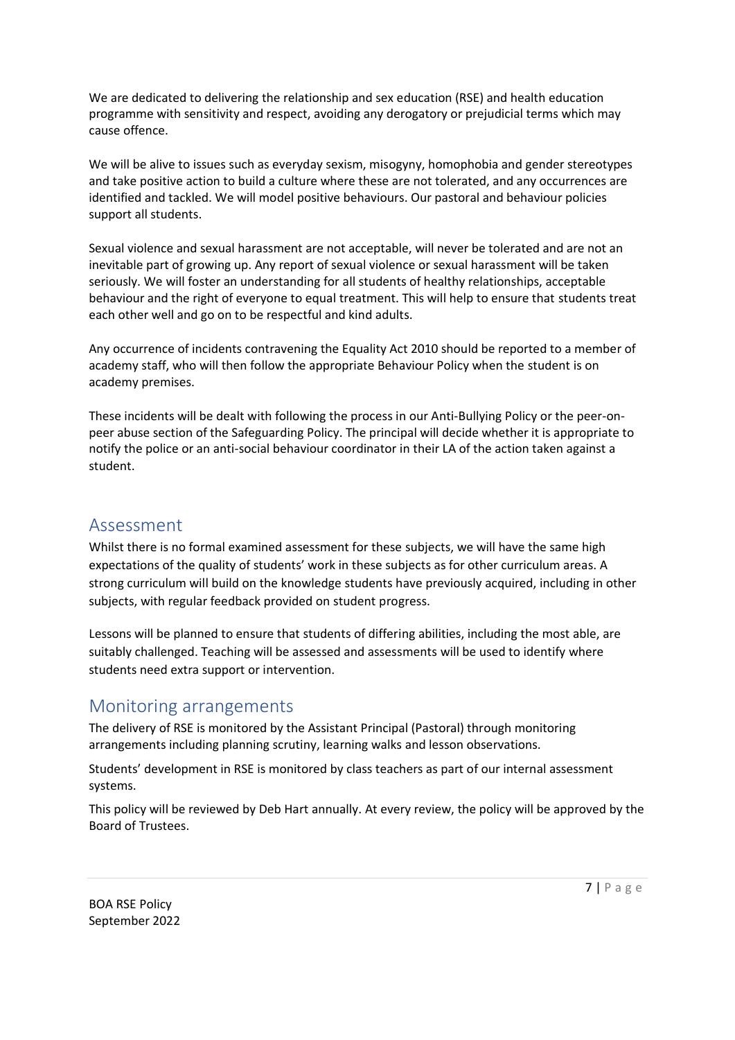We are dedicated to delivering the relationship and sex education (RSE) and health education programme with sensitivity and respect, avoiding any derogatory or prejudicial terms which may cause offence.

We will be alive to issues such as everyday sexism, misogyny, homophobia and gender stereotypes and take positive action to build a culture where these are not tolerated, and any occurrences are identified and tackled. We will model positive behaviours. Our pastoral and behaviour policies support all students.

Sexual violence and sexual harassment are not acceptable, will never be tolerated and are not an inevitable part of growing up. Any report of sexual violence or sexual harassment will be taken seriously. We will foster an understanding for all students of healthy relationships, acceptable behaviour and the right of everyone to equal treatment. This will help to ensure that students treat each other well and go on to be respectful and kind adults.

Any occurrence of incidents contravening the Equality Act 2010 should be reported to a member of academy staff, who will then follow the appropriate Behaviour Policy when the student is on academy premises.

These incidents will be dealt with following the process in our Anti-Bullying Policy or the peer-on-peer abuse section of the Safeguarding Policy. The principal will decide whether it is appropriate to notify the police or an anti-social behaviour coordinator in their LA of the action taken against a student.

## Assessment

Whilst there is no formal examined assessment for these subjects, we will have the same high expectations of the quality of students' work in these subjects as for other curriculum areas. A strong curriculum will build on the knowledge students have previously acquired, including in other subjects, with regular feedback provided on student progress.

Lessons will be planned to ensure that students of differing abilities, including the most able, are suitably challenged. Teaching will be assessed and assessments will be used to identify where students need extra support or intervention.

## Monitoring arrangements

The delivery of RSE is monitored by the Assistant Principal (Pastoral) through monitoring arrangements including planning scrutiny, learning walks and lesson observations.

Students' development in RSE is monitored by class teachers as part of our internal assessment systems.

This policy will be reviewed by Deb Hart annually. At every review, the policy will be approved by the Board of Trustees.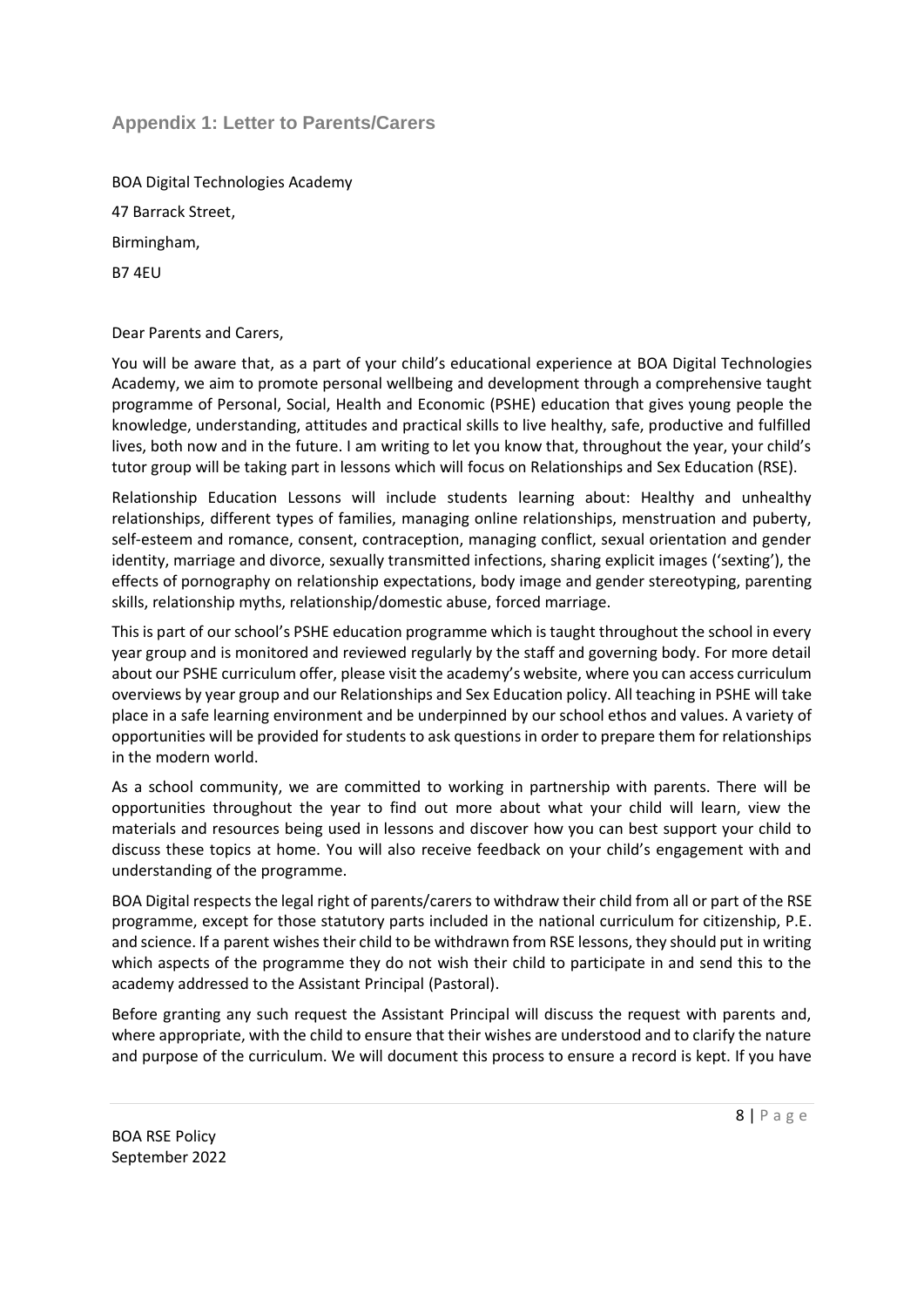## Appendix 1: Letter to Parents/Carers

BOA Digital Technologies Academy

47 Barrack Street,

Birmingham,

B7 4EU

Dear Parents and Carers,

You will be aware that, as a part of your child's educational experience at BOA Digital Technologies Academy, we aim to promote personal wellbeing and development through a comprehensive taught programme of Personal, Social, Health and Economic (PSHE) education that gives young people the knowledge, understanding, attitudes and practical skills to live healthy, safe, productive and fulfilled lives, both now and in the future. I am writing to let you know that, throughout the year, your child's tutor group will be taking part in lessons which will focus on Relationships and Sex Education (RSE).

Relationship Education Lessons will include students learning about: Healthy and unhealthy relationships, different types of families, managing online relationships, menstruation and puberty, self-esteem and romance, consent, contraception, managing conflict, sexual orientation and gender identity, marriage and divorce, sexually transmitted infections, sharing explicit images ('sexting'), the effects of pornography on relationship expectations, body image and gender stereotyping, parenting skills, relationship myths, relationship/domestic abuse, forced marriage.

This is part of our school's PSHE education programme which is taught throughout the school in every year group and is monitored and reviewed regularly by the staff and governing body. For more detail about our PSHE curriculum offer, please visit the academy's website, where you can access curriculum overviews by year group and our Relationships and Sex Education policy. All teaching in PSHE will take place in a safe learning environment and be underpinned by our school ethos and values. A variety of opportunities will be provided for students to ask questions in order to prepare them for relationships in the modern world.

As a school community, we are committed to working in partnership with parents. There will be opportunities throughout the year to find out more about what your child will learn, view the materials and resources being used in lessons and discover how you can best support your child to discuss these topics at home. You will also receive feedback on your child's engagement with and understanding of the programme.

BOA Digital respects the legal right of parents/carers to withdraw their child from all or part of the RSE programme, except for those statutory parts included in the national curriculum for citizenship, P.E. and science. If a parent wishes their child to be withdrawn from RSE lessons, they should put in writing which aspects of the programme they do not wish their child to participate in and send this to the academy addressed to the Assistant Principal (Pastoral).

Before granting any such request the Assistant Principal will discuss the request with parents and, where appropriate, with the child to ensure that their wishes are understood and to clarify the nature and purpose of the curriculum. We will document this process to ensure a record is kept. If you have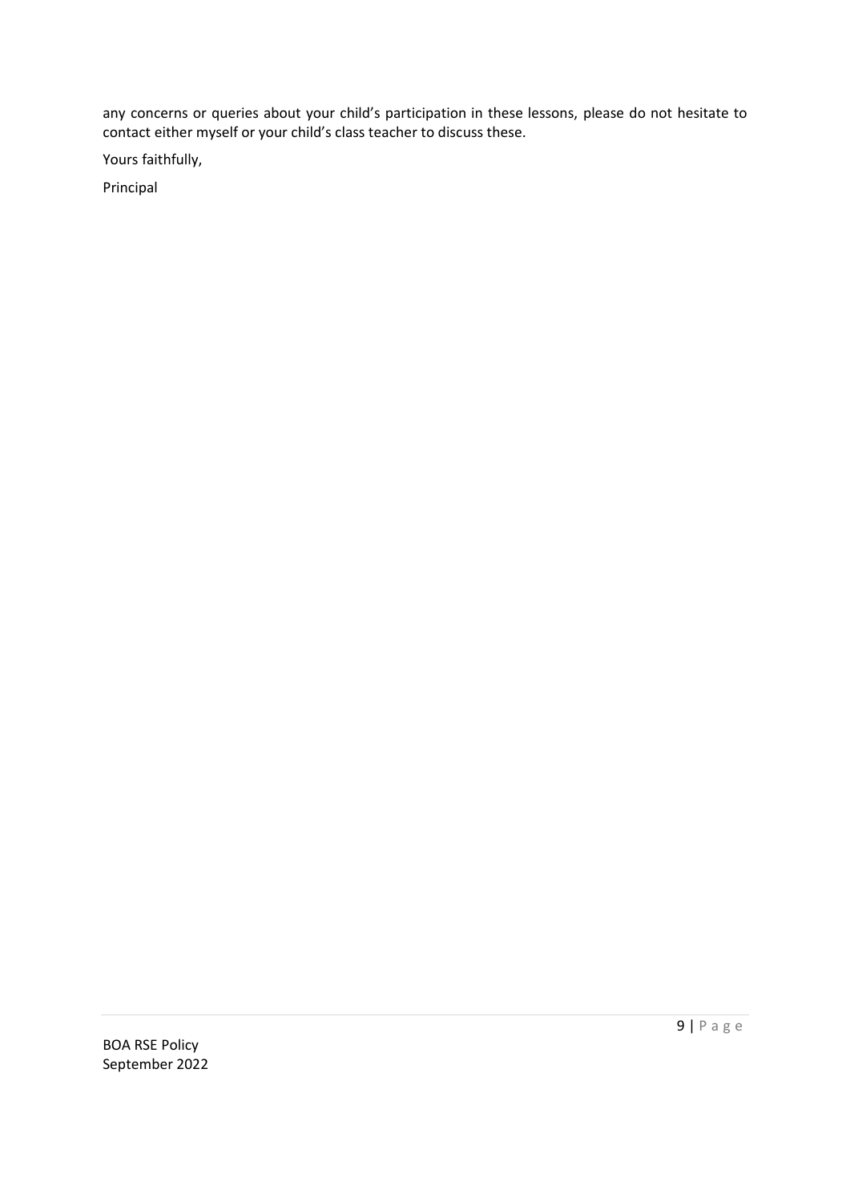any concerns or queries about your child's participation in these lessons, please do not hesitate to contact either myself or your child's class teacher to discuss these.

Yours faithfully,

Principal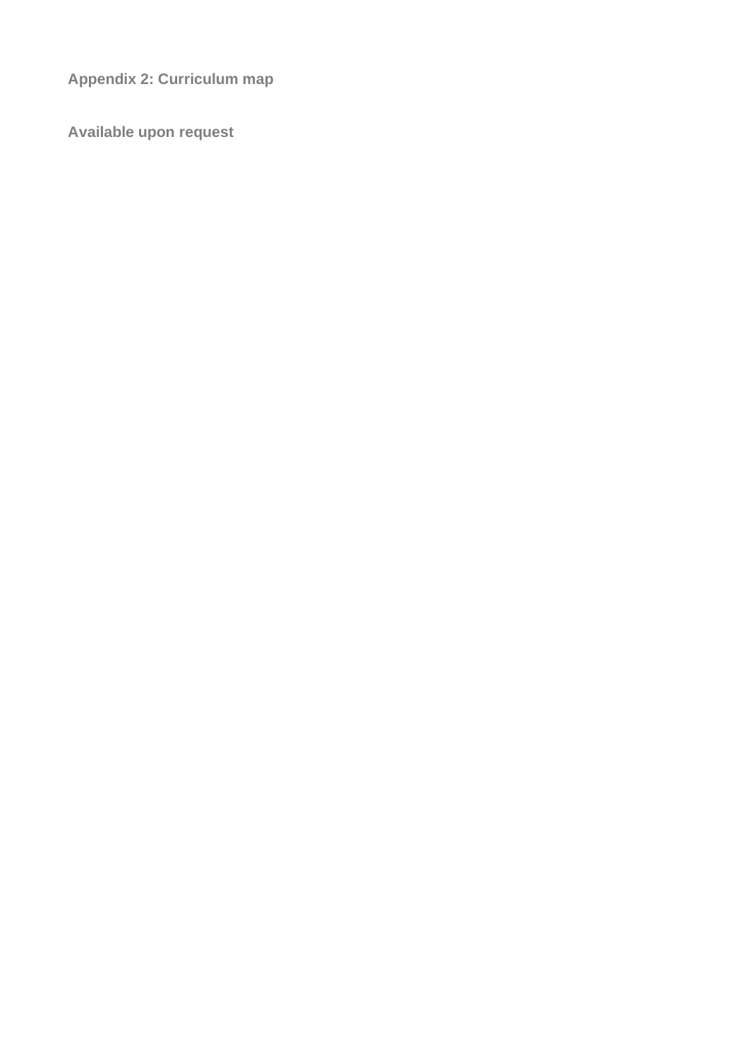**Appendix 2: Curriculum map**

**Available upon request**